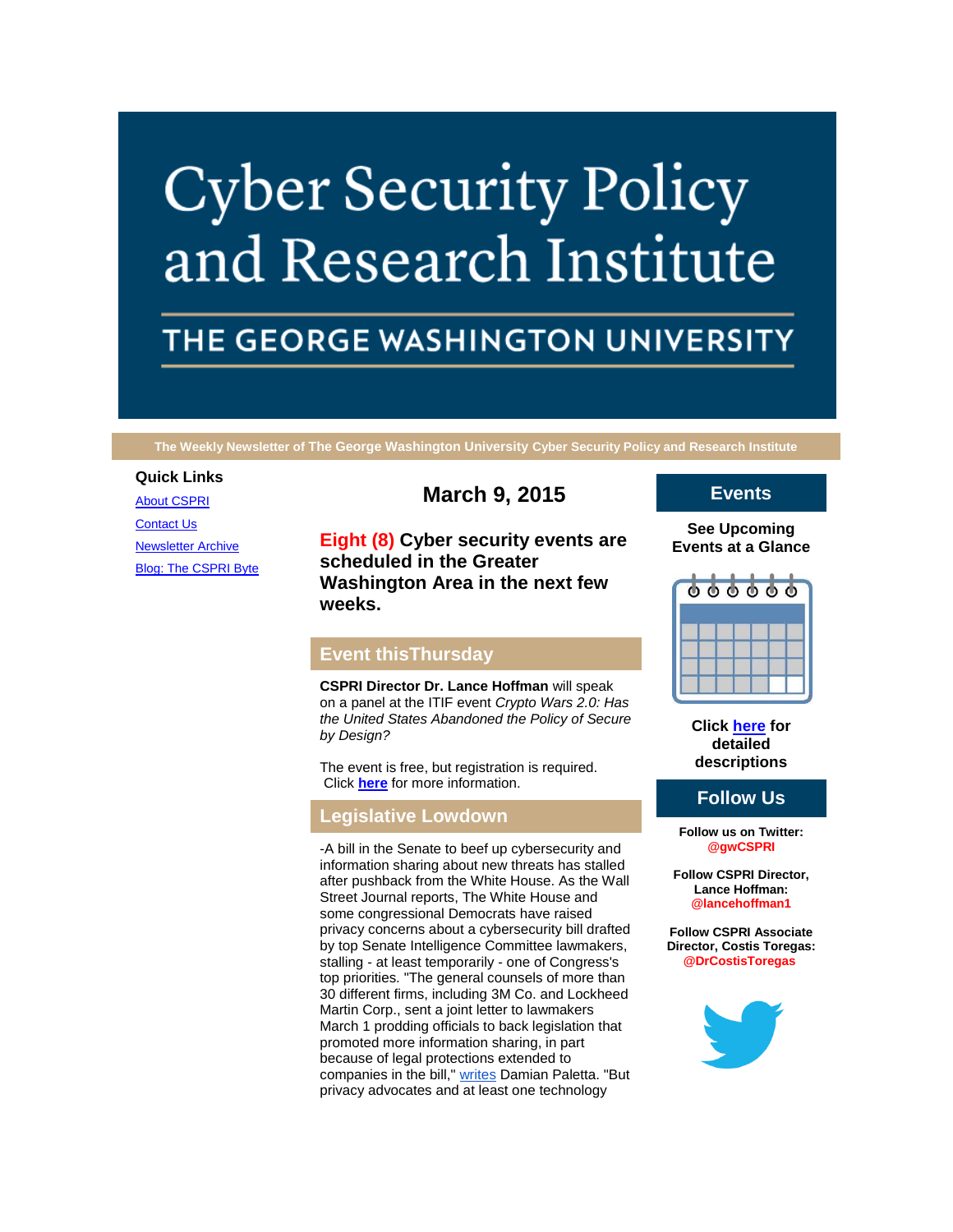# Cyber Security Policy and Research Institute

## THE GEORGE WASHINGTON UNIVERSITY

**The Weekly Newsletter of The George Washington University Cyber Security Policy and Research Institute**

**Quick Links**

[About CSPRI](#)

[Contact Us](#)

[Newsletter Archive](#)

[Blog: The CSPRI Byte](#)

## March 9, 2015

**Eight (8) Cyber security events are scheduled in the Greater Washington Area in the next few weeks.**

## Event thisThursday

**CSPRI Director Dr. Lance Hoffman** will speak on a panel at the ITIF event *Crypto Wars 2.0: Has the United States Abandoned the Policy of Secure by Design?*

The event is free, but registration is required. Click **here** for more information.

## Legislative Lowdown

-A bill in the Senate to beef up cybersecurity and information sharing about new threats has stalled after pushback from the White House. As the Wall Street Journal reports, The White House and some congressional Democrats have raised privacy concerns about a cybersecurity bill drafted by top Senate Intelligence Committee lawmakers, stalling - at least temporarily - one of Congress's top priorities. "The general counsels of more than 30 different firms, including 3M Co. and Lockheed Martin Corp., sent a joint letter to lawmakers March 1 prodding officials to back legislation that promoted more information sharing, in part because of legal protections extended to companies in the bill," writes Damian Paletta. "But privacy advocates and at least one technology

## Events

**See Upcoming Events at a Glance**

**Click here for detailed descriptions**

## Follow Us

**Follow us on Twitter:**
**@gwCSPRI**

**Follow CSPRI Director, Lance Hoffman:**
**@lancehoffman1**

**Follow CSPRI Associate Director, Costis Toregas:**
**@DrCostisToregas**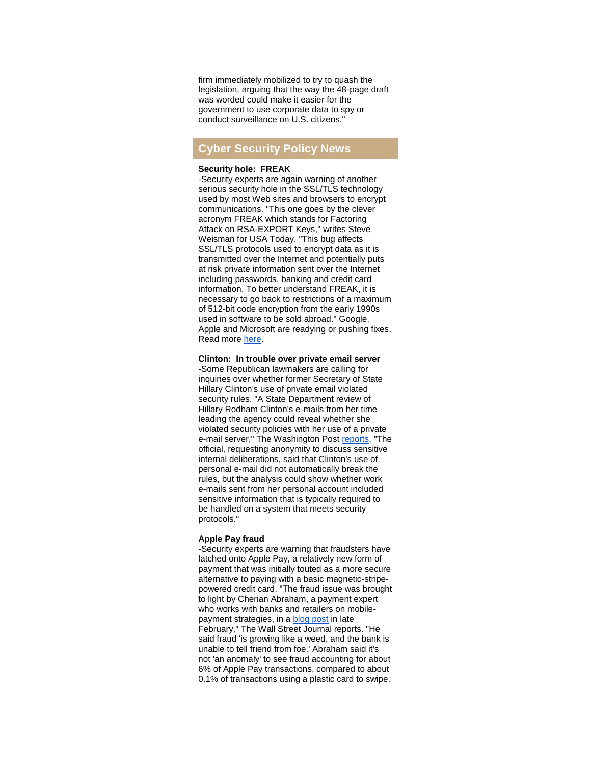firm immediately mobilized to try to quash the legislation, arguing that the way the 48-page draft was worded could make it easier for the government to use corporate data to spy or conduct surveillance on U.S. citizens."

## Cyber Security Policy News

**Security hole: FREAK**

-Security experts are again warning of another serious security hole in the SSL/TLS technology used by most Web sites and browsers to encrypt communications. "This one goes by the clever acronym FREAK which stands for Factoring Attack on RSA-EXPORT Keys," writes Steve Weisman for USA Today. "This bug affects SSL/TLS protocols used to encrypt data as it is transmitted over the Internet and potentially puts at risk private information sent over the Internet including passwords, banking and credit card information. To better understand FREAK, it is necessary to go back to restrictions of a maximum of 512-bit code encryption from the early 1990s used in software to be sold abroad." Google, Apple and Microsoft are readying or pushing fixes. Read more here.

**Clinton: In trouble over private email server**

-Some Republican lawmakers are calling for inquiries over whether former Secretary of State Hillary Clinton's use of private email violated security rules. "A State Department review of Hillary Rodham Clinton's e-mails from her time leading the agency could reveal whether she violated security policies with her use of a private e-mail server," The Washington Post reports. "The official, requesting anonymity to discuss sensitive internal deliberations, said that Clinton's use of personal e-mail did not automatically break the rules, but the analysis could show whether work e-mails sent from her personal account included sensitive information that is typically required to be handled on a system that meets security protocols."

**Apple Pay fraud**

-Security experts are warning that fraudsters have latched onto Apple Pay, a relatively new form of payment that was initially touted as a more secure alternative to paying with a basic magnetic-stripe-powered credit card. "The fraud issue was brought to light by Cherian Abraham, a payment expert who works with banks and retailers on mobile-payment strategies, in a blog post in late February," The Wall Street Journal reports. "He said fraud 'is growing like a weed, and the bank is unable to tell friend from foe.' Abraham said it's not 'an anomaly' to see fraud accounting for about 6% of Apple Pay transactions, compared to about 0.1% of transactions using a plastic card to swipe.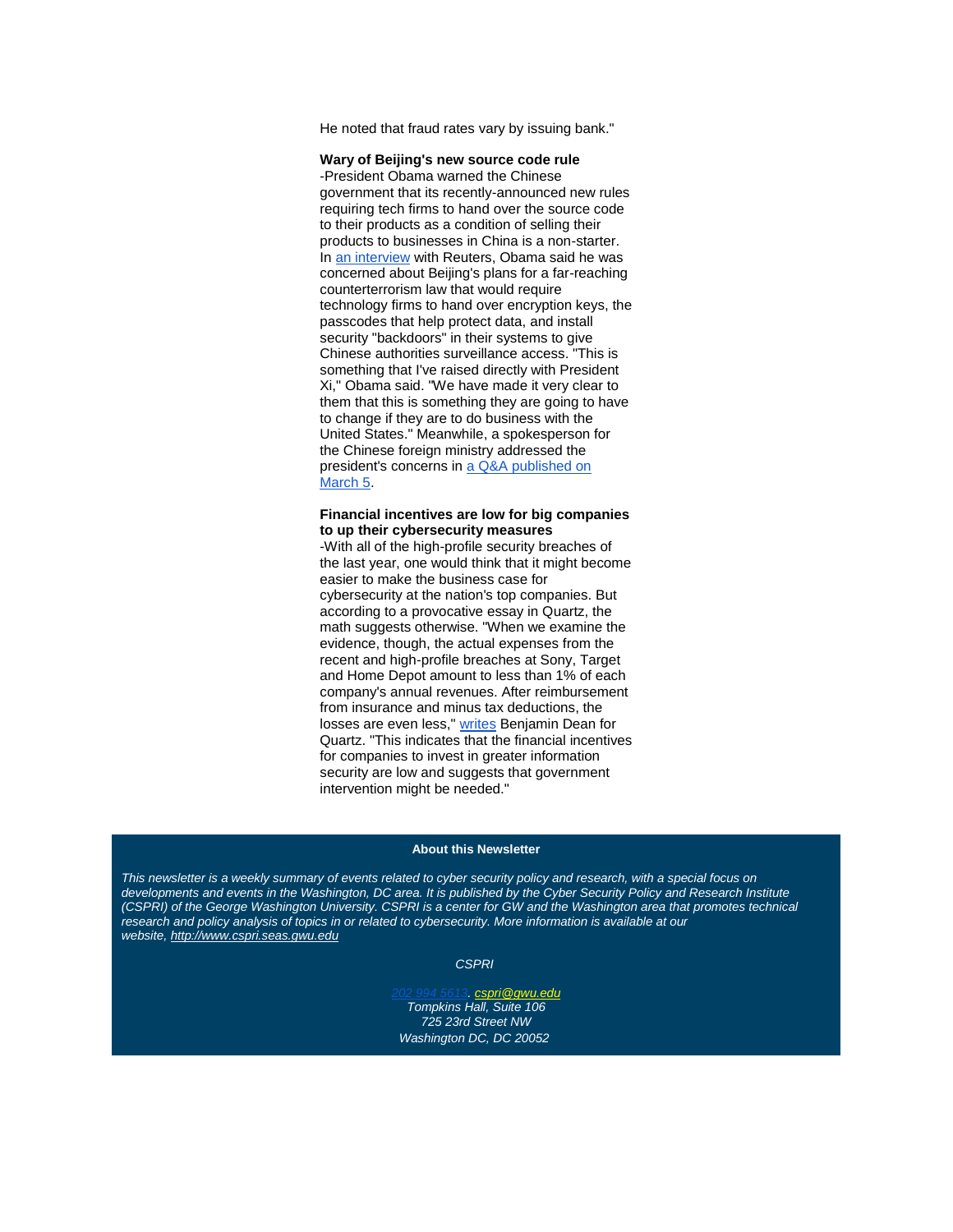He noted that fraud rates vary by issuing bank."

**Wary of Beijing's new source code rule**

-President Obama warned the Chinese government that its recently-announced new rules requiring tech firms to hand over the source code to their products as a condition of selling their products to businesses in China is a non-starter. In an interview with Reuters, Obama said he was concerned about Beijing's plans for a far-reaching counterterrorism law that would require technology firms to hand over encryption keys, the passcodes that help protect data, and install security "backdoors" in their systems to give Chinese authorities surveillance access. "This is something that I've raised directly with President Xi," Obama said. "We have made it very clear to them that this is something they are going to have to change if they are to do business with the United States." Meanwhile, a spokesperson for the Chinese foreign ministry addressed the president's concerns in a Q&A published on March 5.

**Financial incentives are low for big companies to up their cybersecurity measures**

-With all of the high-profile security breaches of the last year, one would think that it might become easier to make the business case for cybersecurity at the nation's top companies. But according to a provocative essay in Quartz, the math suggests otherwise. "When we examine the evidence, though, the actual expenses from the recent and high-profile breaches at Sony, Target and Home Depot amount to less than 1% of each company's annual revenues. After reimbursement from insurance and minus tax deductions, the losses are even less," writes Benjamin Dean for Quartz. "This indicates that the financial incentives for companies to invest in greater information security are low and suggests that government intervention might be needed."

**About this Newsletter**

*This newsletter is a weekly summary of events related to cyber security policy and research, with a special focus on developments and events in the Washington, DC area. It is published by the Cyber Security Policy and Research Institute (CSPRI) of the George Washington University. CSPRI is a center for GW and the Washington area that promotes technical research and policy analysis of topics in or related to cybersecurity. More information is available at our website, http://www.cspri.seas.gwu.edu*

*CSPRI*

*202 994 5613, cspri@gwu.edu*
*Tompkins Hall, Suite 106*
*725 23rd Street NW*
*Washington DC, DC 20052*